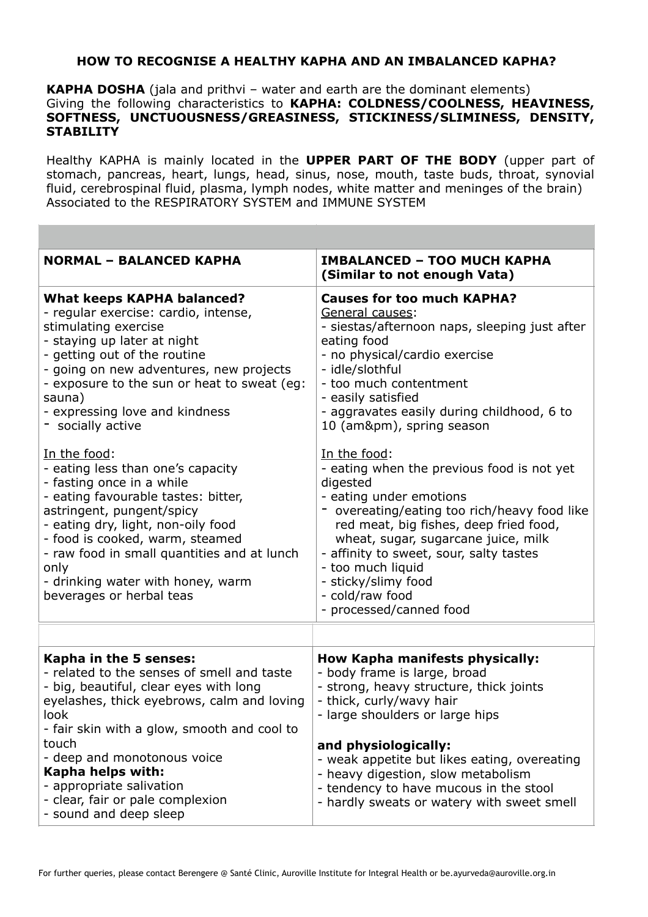# HOW TO RECOGNISE A HEALTHY KAPHA AND AN IMBALANCED KAPHA?

**KAPHA DOSHA** (jala and prithvi – water and earth are the dominant elements)
Giving the following characteristics to **KAPHA: COLDNESS/COOLNESS, HEAVINESS, SOFTNESS, UNCTUOUSNESS/GREASINESS, STICKINESS/SLIMINESS, DENSITY, STABILITY**

Healthy KAPHA is mainly located in the **UPPER PART OF THE BODY** (upper part of stomach, pancreas, heart, lungs, head, sinus, nose, mouth, taste buds, throat, synovial fluid, cerebrospinal fluid, plasma, lymph nodes, white matter and meninges of the brain)
Associated to the RESPIRATORY SYSTEM and IMMUNE SYSTEM

| **NORMAL – BALANCED KAPHA** | **IMBALANCED – TOO MUCH KAPHA (Similar to not enough Vata)** |
|---|---|
| **What keeps KAPHA balanced?**<br>- regular exercise: cardio, intense, stimulating exercise<br>- staying up later at night<br>- getting out of the routine<br>- going on new adventures, new projects<br>- exposure to the sun or heat to sweat (eg: sauna)<br>- expressing love and kindness<br>- socially active<br><br>In the food:<br>- eating less than one's capacity<br>- fasting once in a while<br>- eating favourable tastes: bitter, astringent, pungent/spicy<br>- eating dry, light, non-oily food<br>- food is cooked, warm, steamed<br>- raw food in small quantities and at lunch only<br>- drinking water with honey, warm beverages or herbal teas | **Causes for too much KAPHA?**<br>General causes:<br>- siestas/afternoon naps, sleeping just after eating food<br>- no physical/cardio exercise<br>- idle/slothful<br>- too much contentment<br>- easily satisfied<br>- aggravates easily during childhood, 6 to 10 (am&pm), spring season<br><br>In the food:<br>- eating when the previous food is not yet digested<br>- eating under emotions<br>- overeating/eating too rich/heavy food like red meat, big fishes, deep fried food, wheat, sugar, sugarcane juice, milk<br>- affinity to sweet, sour, salty tastes<br>- too much liquid<br>- sticky/slimy food<br>- cold/raw food<br>- processed/canned food |
| **Kapha in the 5 senses:**<br>- related to the senses of smell and taste<br>- big, beautiful, clear eyes with long eyelashes, thick eyebrows, calm and loving look<br>- fair skin with a glow, smooth and cool to touch<br>- deep and monotonous voice<br>**Kapha helps with:**<br>- appropriate salivation<br>- clear, fair or pale complexion<br>- sound and deep sleep | **How Kapha manifests physically:**<br>- body frame is large, broad<br>- strong, heavy structure, thick joints<br>- thick, curly/wavy hair<br>- large shoulders or large hips<br><br>**and physiologically:**<br>- weak appetite but likes eating, overeating<br>- heavy digestion, slow metabolism<br>- tendency to have mucous in the stool<br>- hardly sweats or watery with sweet smell |

For further queries, please contact Berengere @ Santé Clinic, Auroville Institute for Integral Health or be.ayurveda@auroville.org.in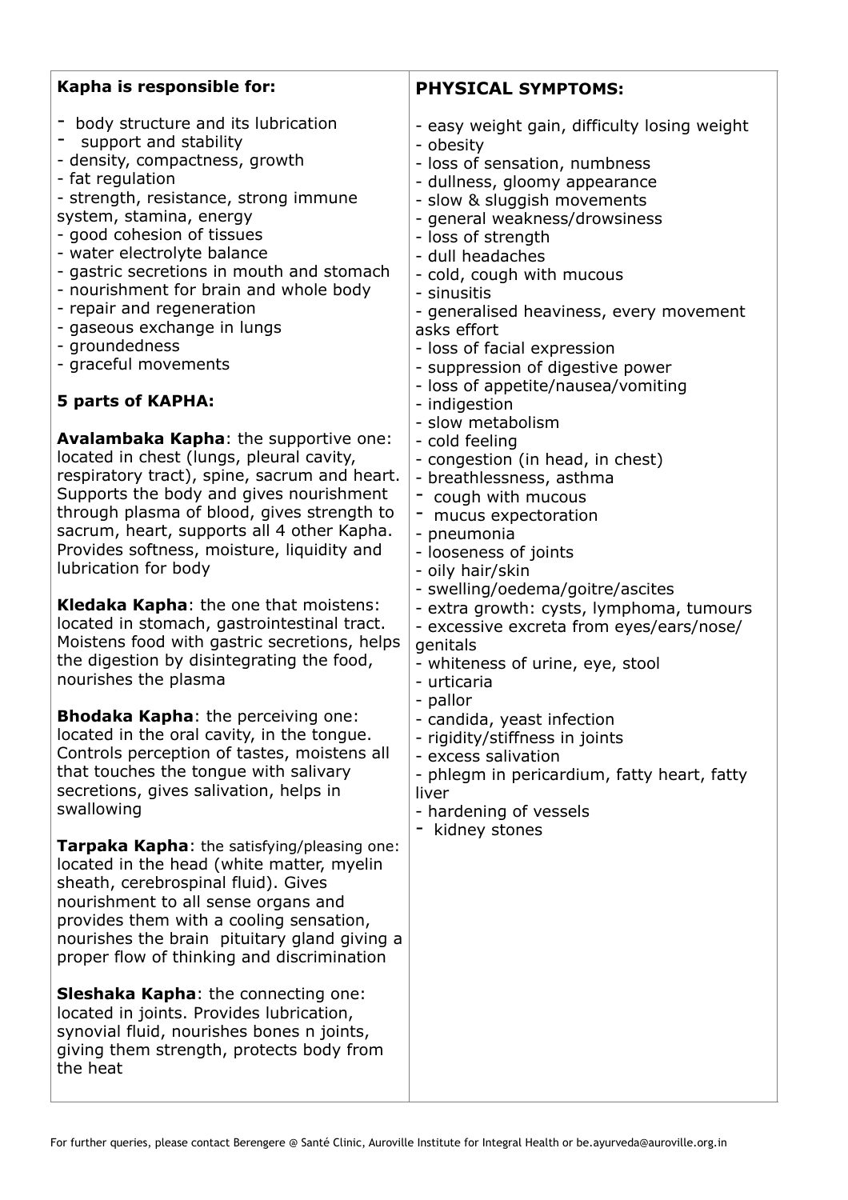**Kapha is responsible for:**

- body structure and its lubrication
- support and stability
- density, compactness, growth
- fat regulation
- strength, resistance, strong immune system, stamina, energy
- good cohesion of tissues
- water electrolyte balance
- gastric secretions in mouth and stomach
- nourishment for brain and whole body
- repair and regeneration
- gaseous exchange in lungs
- groundedness
- graceful movements

**5 parts of KAPHA:**

**Avalambaka Kapha**: the supportive one: located in chest (lungs, pleural cavity, respiratory tract), spine, sacrum and heart. Supports the body and gives nourishment through plasma of blood, gives strength to sacrum, heart, supports all 4 other Kapha. Provides softness, moisture, liquidity and lubrication for body

**Kledaka Kapha**: the one that moistens: located in stomach, gastrointestinal tract. Moistens food with gastric secretions, helps the digestion by disintegrating the food, nourishes the plasma

**Bhodaka Kapha**: the perceiving one: located in the oral cavity, in the tongue. Controls perception of tastes, moistens all that touches the tongue with salivary secretions, gives salivation, helps in swallowing

**Tarpaka Kapha**: the satisfying/pleasing one: located in the head (white matter, myelin sheath, cerebrospinal fluid). Gives nourishment to all sense organs and provides them with a cooling sensation, nourishes the brain pituitary gland giving a proper flow of thinking and discrimination

**Sleshaka Kapha**: the connecting one: located in joints. Provides lubrication, synovial fluid, nourishes bones n joints, giving them strength, protects body from the heat

**PHYSICAL SYMPTOMS:**

- easy weight gain, difficulty losing weight
- obesity
- loss of sensation, numbness
- dullness, gloomy appearance
- slow & sluggish movements
- general weakness/drowsiness
- loss of strength
- dull headaches
- cold, cough with mucous
- sinusitis
- generalised heaviness, every movement asks effort
- loss of facial expression
- suppression of digestive power
- loss of appetite/nausea/vomiting
- indigestion
- slow metabolism
- cold feeling
- congestion (in head, in chest)
- breathlessness, asthma
- cough with mucous
- mucus expectoration
- pneumonia
- looseness of joints
- oily hair/skin
- swelling/oedema/goitre/ascites
- extra growth: cysts, lymphoma, tumours
- excessive excreta from eyes/ears/nose/ genitals
- whiteness of urine, eye, stool
- urticaria
- pallor
- candida, yeast infection
- rigidity/stiffness in joints
- excess salivation
- phlegm in pericardium, fatty heart, fatty liver
- hardening of vessels
- kidney stones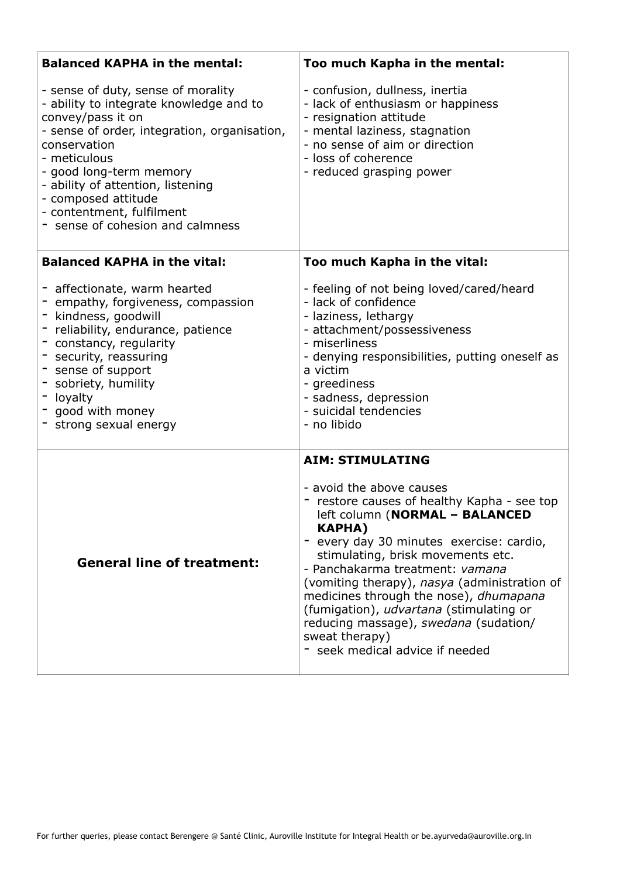| | |
|---|---|
| **Balanced KAPHA in the mental:**<br><br>- sense of duty, sense of morality<br>- ability to integrate knowledge and to convey/pass it on<br>- sense of order, integration, organisation, conservation<br>- meticulous<br>- good long-term memory<br>- ability of attention, listening<br>- composed attitude<br>- contentment, fulfilment<br>- sense of cohesion and calmness | **Too much Kapha in the mental:**<br><br>- confusion, dullness, inertia<br>- lack of enthusiasm or happiness<br>- resignation attitude<br>- mental laziness, stagnation<br>- no sense of aim or direction<br>- loss of coherence<br>- reduced grasping power |
| **Balanced KAPHA in the vital:**<br><br>- affectionate, warm hearted<br>- empathy, forgiveness, compassion<br>- kindness, goodwill<br>- reliability, endurance, patience<br>- constancy, regularity<br>- security, reassuring<br>- sense of support<br>- sobriety, humility<br>- loyalty<br>- good with money<br>- strong sexual energy | **Too much Kapha in the vital:**<br><br>- feeling of not being loved/cared/heard<br>- lack of confidence<br>- laziness, lethargy<br>- attachment/possessiveness<br>- miserliness<br>- denying responsibilities, putting oneself as a victim<br>- greediness<br>- sadness, depression<br>- suicidal tendencies<br>- no libido |
| **General line of treatment:** | **AIM: STIMULATING**<br><br>- avoid the above causes<br>- restore causes of healthy Kapha - see top left column (**NORMAL – BALANCED KAPHA)**<br>- every day 30 minutes exercise: cardio, stimulating, brisk movements etc.<br>- Panchakarma treatment: *vamana* (vomiting therapy), *nasya* (administration of medicines through the nose), *dhumapana* (fumigation), *udvartana* (stimulating or reducing massage), *swedana* (sudation/ sweat therapy)<br>- seek medical advice if needed |

For further queries, please contact Berengere @ Santé Clinic, Auroville Institute for Integral Health or be.ayurveda@auroville.org.in